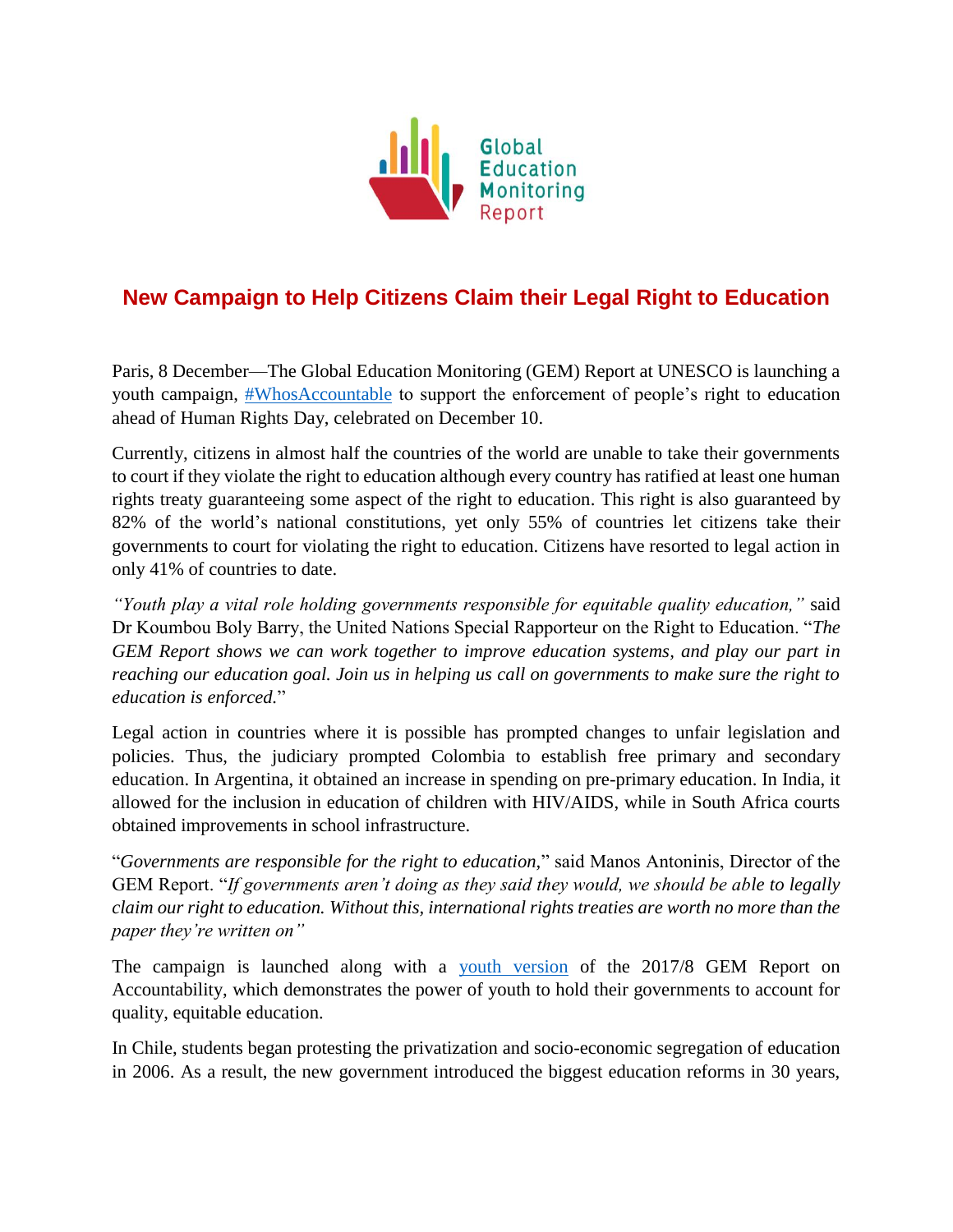Global Education Monitoring Report

# New Campaign to Help Citizens Claim their Legal Right to Education

Paris, 8 December—The Global Education Monitoring (GEM) Report at UNESCO is launching a youth campaign, [#WhosAccountable](#) to support the enforcement of people's right to education ahead of Human Rights Day, celebrated on December 10.

Currently, citizens in almost half the countries of the world are unable to take their governments to court if they violate the right to education although every country has ratified at least one human rights treaty guaranteeing some aspect of the right to education. This right is also guaranteed by 82% of the world's national constitutions, yet only 55% of countries let citizens take their governments to court for violating the right to education. Citizens have resorted to legal action in only 41% of countries to date.

*"Youth play a vital role holding governments responsible for equitable quality education,"* said Dr Koumbou Boly Barry, the United Nations Special Rapporteur on the Right to Education. "*The GEM Report shows we can work together to improve education systems, and play our part in reaching our education goal. Join us in helping us call on governments to make sure the right to education is enforced.*"

Legal action in countries where it is possible has prompted changes to unfair legislation and policies. Thus, the judiciary prompted Colombia to establish free primary and secondary education. In Argentina, it obtained an increase in spending on pre-primary education. In India, it allowed for the inclusion in education of children with HIV/AIDS, while in South Africa courts obtained improvements in school infrastructure.

"*Governments are responsible for the right to education,*" said Manos Antoninis, Director of the GEM Report. "*If governments aren't doing as they said they would, we should be able to legally claim our right to education. Without this, international rights treaties are worth no more than the paper they're written on"*

The campaign is launched along with a [youth version](#) of the 2017/8 GEM Report on Accountability, which demonstrates the power of youth to hold their governments to account for quality, equitable education.

In Chile, students began protesting the privatization and socio-economic segregation of education in 2006. As a result, the new government introduced the biggest education reforms in 30 years,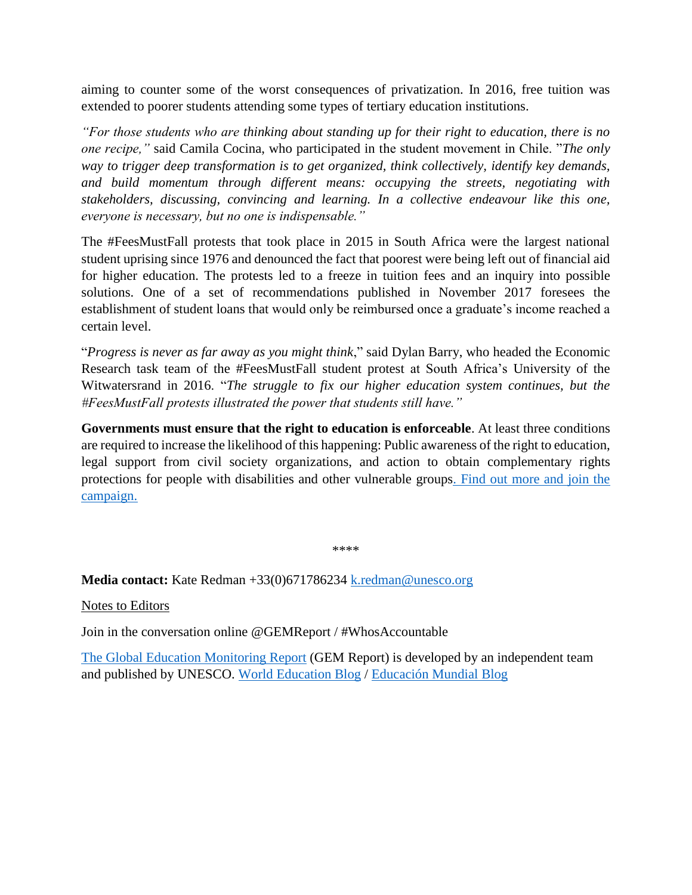aiming to counter some of the worst consequences of privatization. In 2016, free tuition was extended to poorer students attending some types of tertiary education institutions.

*"For those students who are thinking about standing up for their right to education, there is no one recipe,"* said Camila Cocina, who participated in the student movement in Chile. "*The only way to trigger deep transformation is to get organized, think collectively, identify key demands, and build momentum through different means: occupying the streets, negotiating with stakeholders, discussing, convincing and learning. In a collective endeavour like this one, everyone is necessary, but no one is indispensable."*

The #FeesMustFall protests that took place in 2015 in South Africa were the largest national student uprising since 1976 and denounced the fact that poorest were being left out of financial aid for higher education. The protests led to a freeze in tuition fees and an inquiry into possible solutions. One of a set of recommendations published in November 2017 foresees the establishment of student loans that would only be reimbursed once a graduate's income reached a certain level.

"*Progress is never as far away as you might think*," said Dylan Barry, who headed the Economic Research task team of the #FeesMustFall student protest at South Africa's University of the Witwatersrand in 2016. "*The struggle to fix our higher education system continues, but the #FeesMustFall protests illustrated the power that students still have."*

**Governments must ensure that the right to education is enforceable**. At least three conditions are required to increase the likelihood of this happening: Public awareness of the right to education, legal support from civil society organizations, and action to obtain complementary rights protections for people with disabilities and other vulnerable groups. Find out more and join the campaign.

****

**Media contact:** Kate Redman +33(0)671786234 k.redman@unesco.org

Notes to Editors

Join in the conversation online @GEMReport / #WhosAccountable

The Global Education Monitoring Report (GEM Report) is developed by an independent team and published by UNESCO. World Education Blog / Educación Mundial Blog